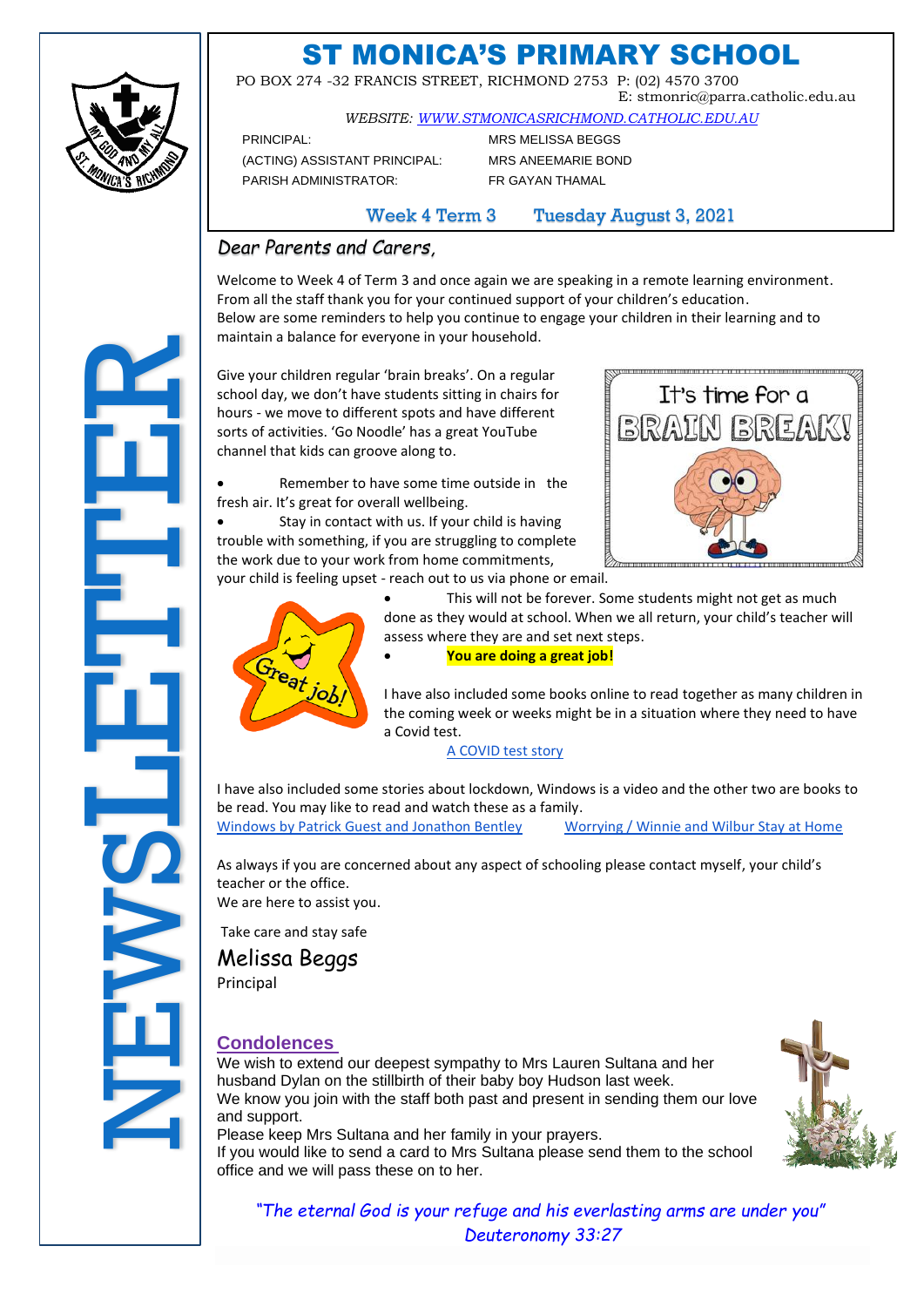# ST MONICA'S PRIMARY SCHOOL

PO BOX 274 -32 FRANCIS STREET, RICHMOND 2753 P: (02) 4570 3700
E: stmonric@parra.catholic.edu.au

*WEBSITE: WWW.STMONICASRICHMOND.CATHOLIC.EDU.AU*

PRINCIPAL: MRS MELISSA BEGGS
(ACTING) ASSISTANT PRINCIPAL: MRS ANEEMARIE BOND
PARISH ADMINISTRATOR: FR GAYAN THAMAL

Week 4 Term 3 Tuesday August 3, 2021

NEWSLETTER

*Dear Parents and Carers,*

Welcome to Week 4 of Term 3 and once again we are speaking in a remote learning environment. From all the staff thank you for your continued support of your children's education.
Below are some reminders to help you continue to engage your children in their learning and to maintain a balance for everyone in your household.

Give your children regular 'brain breaks'. On a regular school day, we don't have students sitting in chairs for hours - we move to different spots and have different sorts of activities. 'Go Noodle' has a great YouTube channel that kids can groove along to.

- Remember to have some time outside in the fresh air. It's great for overall wellbeing.
- Stay in contact with us. If your child is having trouble with something, if you are struggling to complete the work due to your work from home commitments, your child is feeling upset - reach out to us via phone or email.
- This will not be forever. Some students might not get as much done as they would at school. When we all return, your child's teacher will assess where they are and set next steps.
- **You are doing a great job!**

I have also included some books online to read together as many children in the coming week or weeks might be in a situation where they need to have a Covid test.

A COVID test story

I have also included some stories about lockdown, Windows is a video and the other two are books to be read. You may like to read and watch these as a family.

Windows by Patrick Guest and Jonathon Bentley    Worrying / Winnie and Wilbur Stay at Home

As always if you are concerned about any aspect of schooling please contact myself, your child's teacher or the office.
We are here to assist you.

Take care and stay safe

Melissa Beggs
Principal

## Condolences

We wish to extend our deepest sympathy to Mrs Lauren Sultana and her husband Dylan on the stillbirth of their baby boy Hudson last week.
We know you join with the staff both past and present in sending them our love and support.
Please keep Mrs Sultana and her family in your prayers.
If you would like to send a card to Mrs Sultana please send them to the school office and we will pass these on to her.

*"The eternal God is your refuge and his everlasting arms are under you"*
*Deuteronomy 33:27*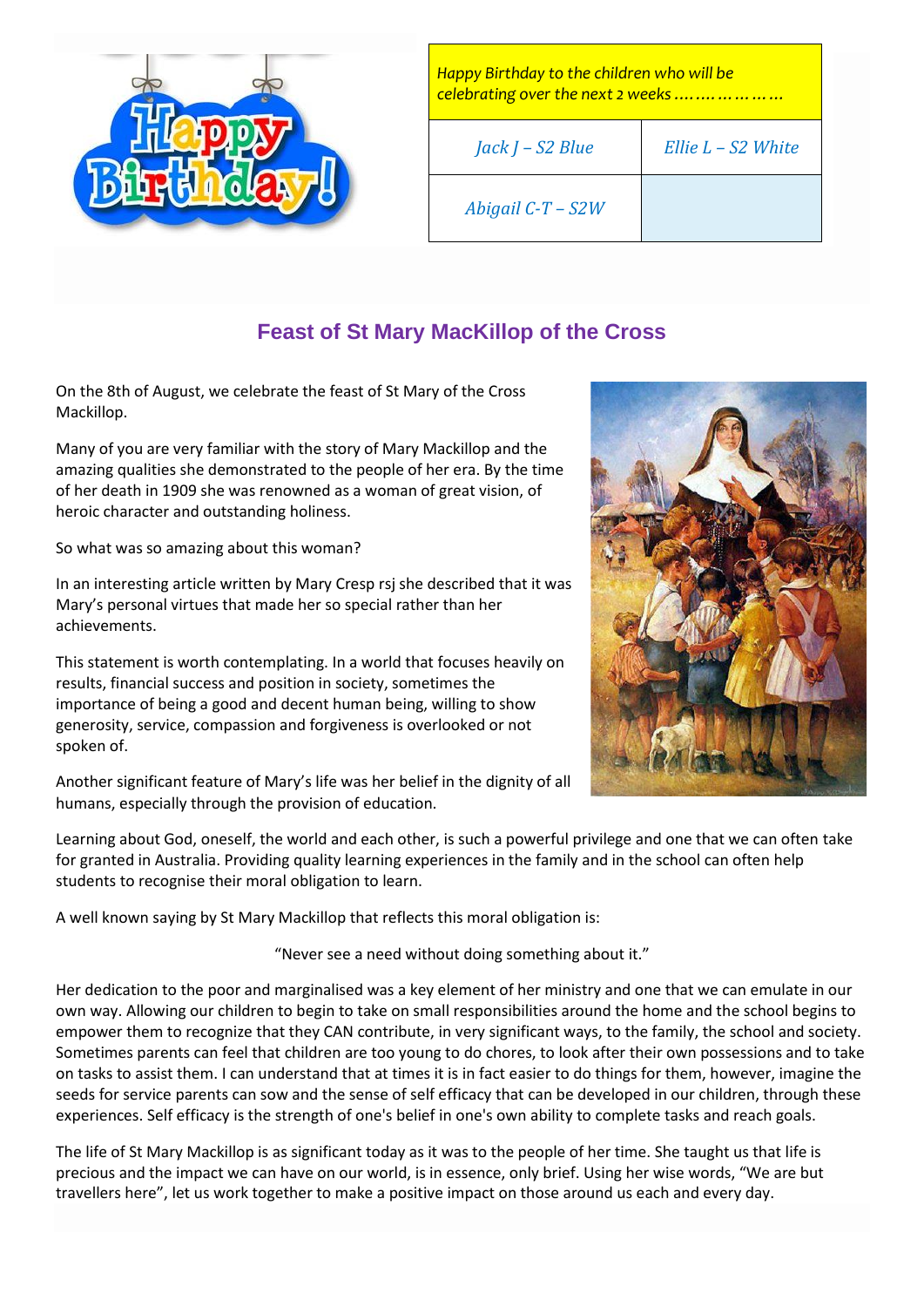| *Happy Birthday to the children who will be celebrating over the next 2 weeks ………………* | |
|---|---|
| *Jack J – S2 Blue* | *Ellie L – S2 White* |
| *Abigail C-T – S2W* | |

## Feast of St Mary MacKillop of the Cross

On the 8th of August, we celebrate the feast of St Mary of the Cross Mackillop.

Many of you are very familiar with the story of Mary Mackillop and the amazing qualities she demonstrated to the people of her era. By the time of her death in 1909 she was renowned as a woman of great vision, of heroic character and outstanding holiness.

So what was so amazing about this woman?

In an interesting article written by Mary Cresp rsj she described that it was Mary's personal virtues that made her so special rather than her achievements.

This statement is worth contemplating. In a world that focuses heavily on results, financial success and position in society, sometimes the importance of being a good and decent human being, willing to show generosity, service, compassion and forgiveness is overlooked or not spoken of.

Another significant feature of Mary's life was her belief in the dignity of all humans, especially through the provision of education.

Learning about God, oneself, the world and each other, is such a powerful privilege and one that we can often take for granted in Australia. Providing quality learning experiences in the family and in the school can often help students to recognise their moral obligation to learn.

A well known saying by St Mary Mackillop that reflects this moral obligation is:

"Never see a need without doing something about it."

Her dedication to the poor and marginalised was a key element of her ministry and one that we can emulate in our own way. Allowing our children to begin to take on small responsibilities around the home and the school begins to empower them to recognize that they CAN contribute, in very significant ways, to the family, the school and society. Sometimes parents can feel that children are too young to do chores, to look after their own possessions and to take on tasks to assist them. I can understand that at times it is in fact easier to do things for them, however, imagine the seeds for service parents can sow and the sense of self efficacy that can be developed in our children, through these experiences. Self efficacy is the strength of one's belief in one's own ability to complete tasks and reach goals.

The life of St Mary Mackillop is as significant today as it was to the people of her time. She taught us that life is precious and the impact we can have on our world, is in essence, only brief. Using her wise words, "We are but travellers here", let us work together to make a positive impact on those around us each and every day.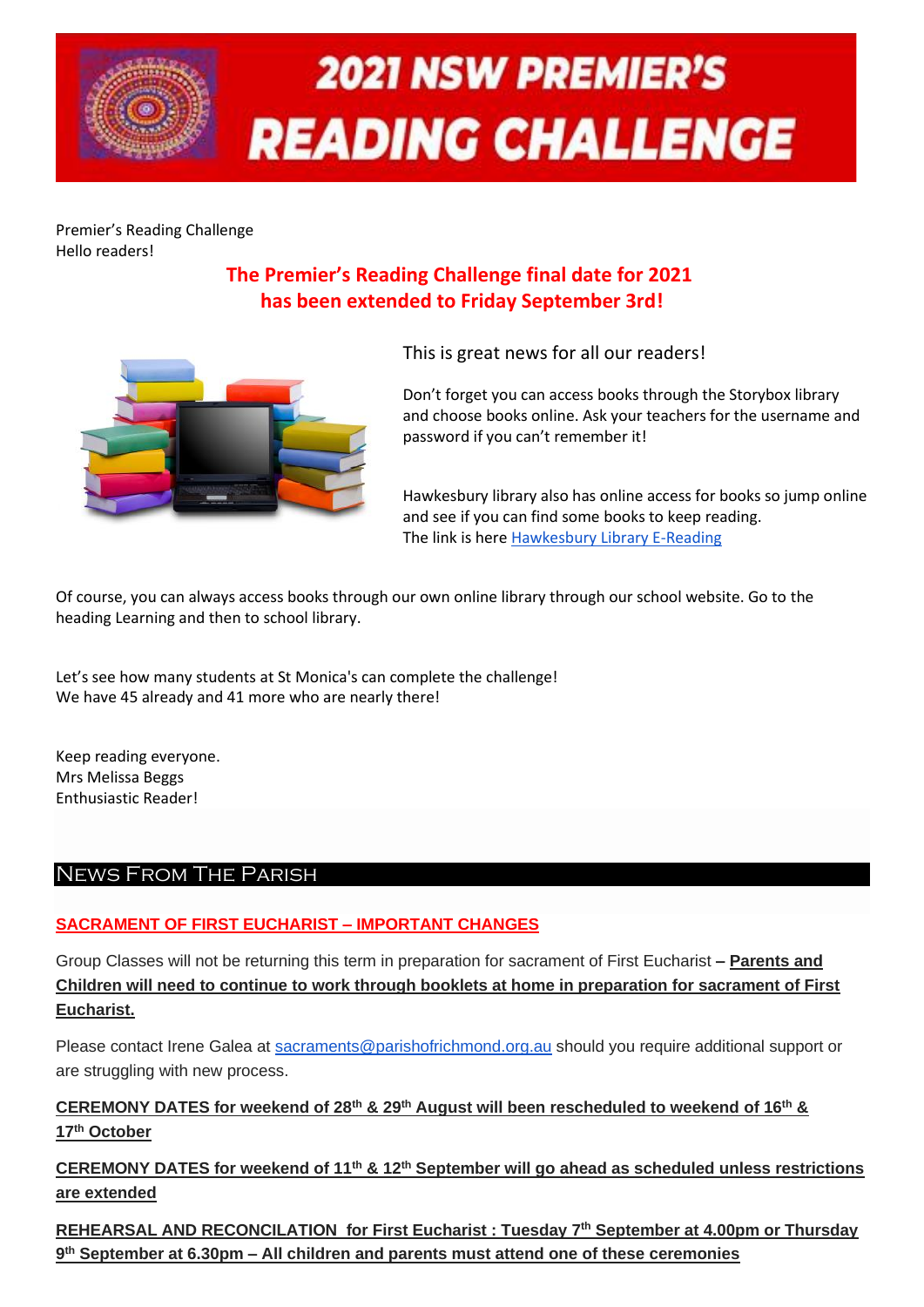# 2021 NSW PREMIER'S READING CHALLENGE

Premier's Reading Challenge
Hello readers!

**The Premier's Reading Challenge final date for 2021 has been extended to Friday September 3rd!**

This is great news for all our readers!

Don't forget you can access books through the Storybox library and choose books online. Ask your teachers for the username and password if you can't remember it!

Hawkesbury library also has online access for books so jump online and see if you can find some books to keep reading.
The link is here [Hawkesbury Library E-Reading]()

Of course, you can always access books through our own online library through our school website. Go to the heading Learning and then to school library.

Let's see how many students at St Monica's can complete the challenge!
We have 45 already and 41 more who are nearly there!

Keep reading everyone.
Mrs Melissa Beggs
Enthusiastic Reader!

## News From The Parish

**SACRAMENT OF FIRST EUCHARIST – IMPORTANT CHANGES**

Group Classes will not be returning this term in preparation for sacrament of First Eucharist **– Parents and Children will need to continue to work through booklets at home in preparation for sacrament of First Eucharist.**

Please contact Irene Galea at sacraments@parishofrichmond.org.au should you require additional support or are struggling with new process.

**CEREMONY DATES for weekend of 28th & 29th August will been rescheduled to weekend of 16th & 17th October**

**CEREMONY DATES for weekend of 11th & 12th September will go ahead as scheduled unless restrictions are extended**

**REHEARSAL AND RECONCILATION for First Eucharist : Tuesday 7th September at 4.00pm or Thursday 9th September at 6.30pm – All children and parents must attend one of these ceremonies**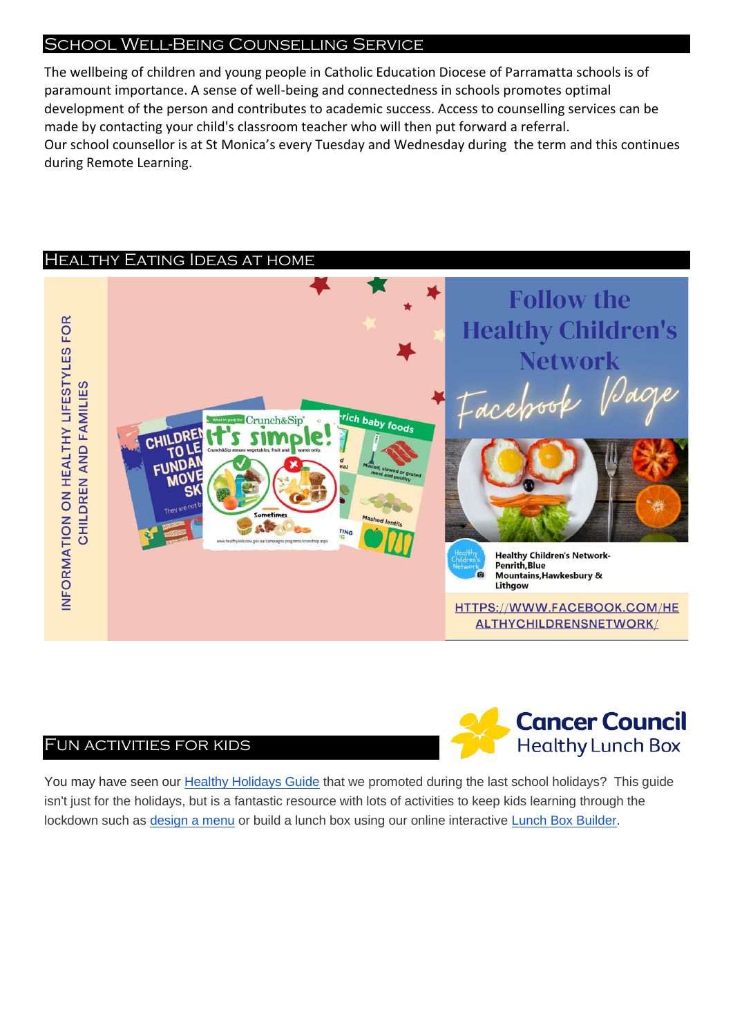## School Well-Being Counselling Service

The wellbeing of children and young people in Catholic Education Diocese of Parramatta schools is of paramount importance. A sense of well-being and connectedness in schools promotes optimal development of the person and contributes to academic success. Access to counselling services can be made by contacting your child's classroom teacher who will then put forward a referral.
Our school counsellor is at St Monica's every Tuesday and Wednesday during the term and this continues during Remote Learning.

## Healthy Eating Ideas at home

INFORMATION ON HEALTHY LIFESTYLES FOR CHILDREN AND FAMILIES

Follow the Healthy Children's Network Facebook Page

Healthy Children's Network- Penrith, Blue Mountains, Hawkesbury & Lithgow

HTTPS://WWW.FACEBOOK.COM/HEALTHYCHILDRENSNETWORK/

## Fun activities for kids

Cancer Council Healthy Lunch Box

You may have seen our Healthy Holidays Guide that we promoted during the last school holidays? This guide isn't just for the holidays, but is a fantastic resource with lots of activities to keep kids learning through the lockdown such as design a menu or build a lunch box using our online interactive Lunch Box Builder.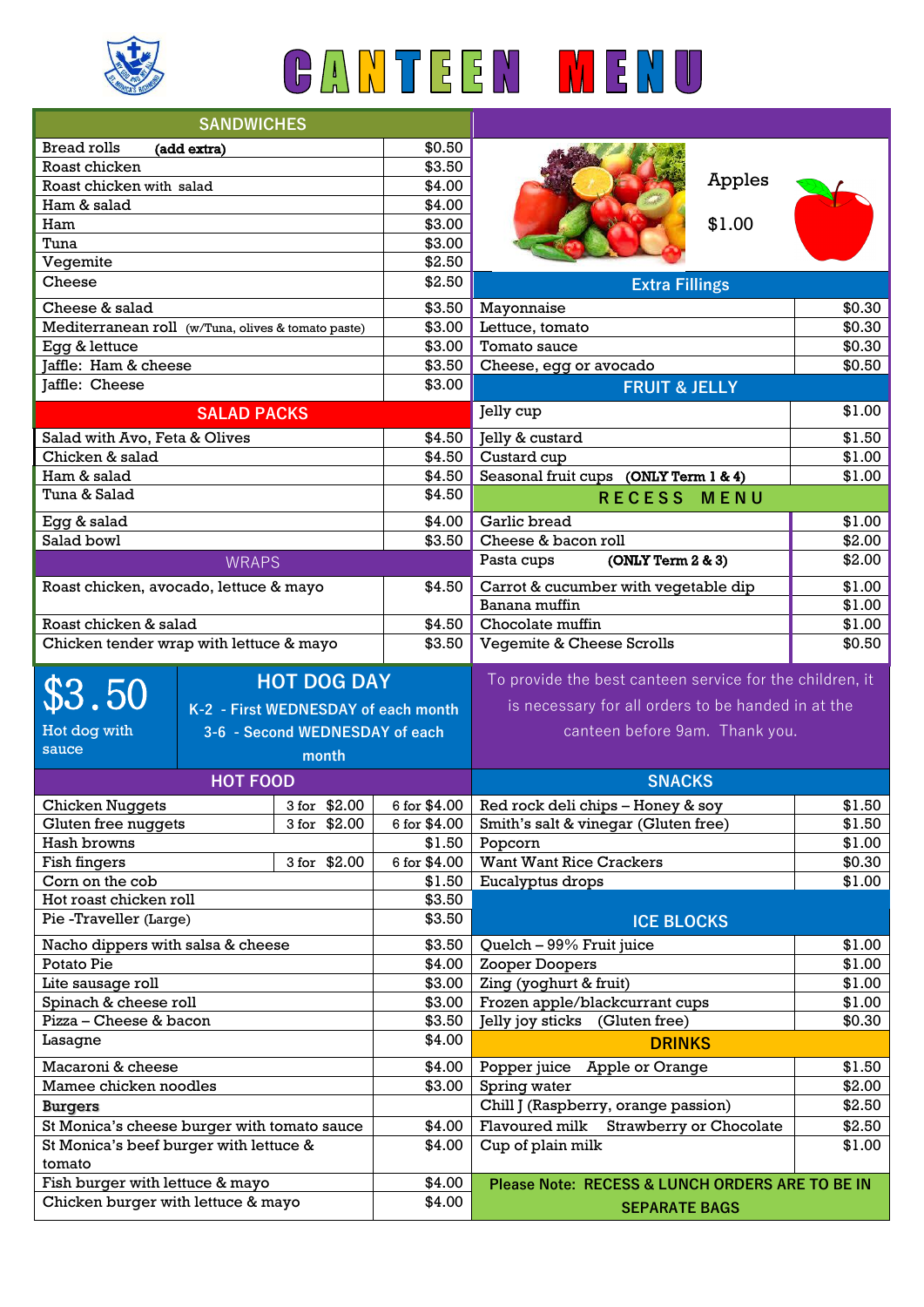# CANTEEN MENU

## SANDWICHES

| | |
|---|---|
| Bread rolls (add extra) | $0.50 |
| Roast chicken | $3.50 |
| Roast chicken with salad | $4.00 |
| Ham & salad | $4.00 |
| Ham | $3.00 |
| Tuna | $3.00 |
| Vegemite | $2.50 |
| Cheese | $2.50 |
| Cheese & salad | $3.50 |
| Mediterranean roll (w/Tuna, olives & tomato paste) | $3.00 |
| Egg & lettuce | $3.00 |
| Jaffle: Ham & cheese | $3.50 |
| Jaffle: Cheese | $3.00 |

## SALAD PACKS

| | |
|---|---|
| Salad with Avo, Feta & Olives | $4.50 |
| Chicken & salad | $4.50 |
| Ham & salad | $4.50 |
| Tuna & Salad | $4.50 |
| Egg & salad | $4.00 |
| Salad bowl | $3.50 |

## WRAPS

| | |
|---|---|
| Roast chicken, avocado, lettuce & mayo | $4.50 |
| Roast chicken & salad | $4.50 |
| Chicken tender wrap with lettuce & mayo | $3.50 |

Apples $1.00

## Extra Fillings

| | |
|---|---|
| Mayonnaise | $0.30 |
| Lettuce, tomato | $0.30 |
| Tomato sauce | $0.30 |
| Cheese, egg or avocado | $0.50 |

## FRUIT & JELLY

| | |
|---|---|
| Jelly cup | $1.00 |
| Jelly & custard | $1.50 |
| Custard cup | $1.00 |
| Seasonal fruit cups (ONLY Term 1 & 4) | $1.00 |

## RECESS MENU

| | |
|---|---|
| Garlic bread | $1.00 |
| Cheese & bacon roll | $2.00 |
| Pasta cups (ONLY Term 2 & 3) | $2.00 |
| Carrot & cucumber with vegetable dip | $1.00 |
| Banana muffin | $1.00 |
| Chocolate muffin | $1.00 |
| Vegemite & Cheese Scrolls | $0.50 |

## HOT DOG DAY

$3.50 Hot dog with sauce

K-2 - First WEDNESDAY of each month

3-6 - Second WEDNESDAY of each month

To provide the best canteen service for the children, it is necessary for all orders to be handed in at the canteen before 9am. Thank you.

## HOT FOOD

| | | |
|---|---|---|
| Chicken Nuggets | 3 for $2.00 | 6 for $4.00 |
| Gluten free nuggets | 3 for $2.00 | 6 for $4.00 |
| Hash browns | | $1.50 |
| Fish fingers | 3 for $2.00 | 6 for $4.00 |
| Corn on the cob | | $1.50 |
| Hot roast chicken roll | | $3.50 |
| Pie -Traveller (Large) | | $3.50 |
| Nacho dippers with salsa & cheese | | $3.50 |
| Potato Pie | | $4.00 |
| Lite sausage roll | | $3.00 |
| Spinach & cheese roll | | $3.00 |
| Pizza – Cheese & bacon | | $3.50 |
| Lasagne | | $4.00 |
| Macaroni & cheese | | $4.00 |
| Mamee chicken noodles | | $3.00 |
| **Burgers** | | |
| St Monica's cheese burger with tomato sauce | | $4.00 |
| St Monica's beef burger with lettuce & tomato | | $4.00 |
| Fish burger with lettuce & mayo | | $4.00 |
| Chicken burger with lettuce & mayo | | $4.00 |

## SNACKS

| | |
|---|---|
| Red rock deli chips – Honey & soy | $1.50 |
| Smith's salt & vinegar (Gluten free) | $1.50 |
| Popcorn | $1.00 |
| Want Want Rice Crackers | $0.30 |
| Eucalyptus drops | $1.00 |

## ICE BLOCKS

| | |
|---|---|
| Quelch – 99% Fruit juice | $1.00 |
| Zooper Doopers | $1.00 |
| Zing (yoghurt & fruit) | $1.00 |
| Frozen apple/blackcurrant cups | $1.00 |
| Jelly joy sticks (Gluten free) | $0.30 |

## DRINKS

| | |
|---|---|
| Popper juice Apple or Orange | $1.50 |
| Spring water | $2.00 |
| Chill J (Raspberry, orange passion) | $2.50 |
| Flavoured milk Strawberry or Chocolate | $2.50 |
| Cup of plain milk | $1.00 |

**Please Note: RECESS & LUNCH ORDERS ARE TO BE IN SEPARATE BAGS**